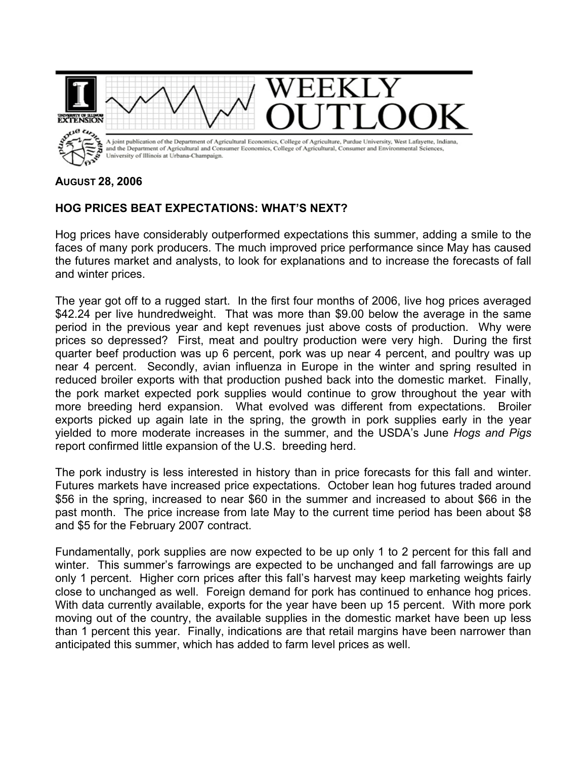# WEEKLY OUTLOOK

A joint publication of the Department of Agricultural Economics, College of Agriculture, Purdue University, West Lafayette, Indiana, and the Department of Agricultural and Consumer Economics, College of Agricultural, Consumer and Environmental Sciences, University of Illinois at Urbana-Champaign.

**AUGUST 28, 2006**

## HOG PRICES BEAT EXPECTATIONS: WHAT'S NEXT?

Hog prices have considerably outperformed expectations this summer, adding a smile to the faces of many pork producers. The much improved price performance since May has caused the futures market and analysts, to look for explanations and to increase the forecasts of fall and winter prices.

The year got off to a rugged start. In the first four months of 2006, live hog prices averaged $42.24 per live hundredweight. That was more than $9.00 below the average in the same period in the previous year and kept revenues just above costs of production. Why were prices so depressed? First, meat and poultry production were very high. During the first quarter beef production was up 6 percent, pork was up near 4 percent, and poultry was up near 4 percent. Secondly, avian influenza in Europe in the winter and spring resulted in reduced broiler exports with that production pushed back into the domestic market. Finally, the pork market expected pork supplies would continue to grow throughout the year with more breeding herd expansion. What evolved was different from expectations. Broiler exports picked up again late in the spring, the growth in pork supplies early in the year yielded to more moderate increases in the summer, and the USDA's June *Hogs and Pigs* report confirmed little expansion of the U.S. breeding herd.

The pork industry is less interested in history than in price forecasts for this fall and winter. Futures markets have increased price expectations. October lean hog futures traded around $56 in the spring, increased to near $60 in the summer and increased to about $66 in the past month. The price increase from late May to the current time period has been about $8 and $5 for the February 2007 contract.

Fundamentally, pork supplies are now expected to be up only 1 to 2 percent for this fall and winter. This summer's farrowings are expected to be unchanged and fall farrowings are up only 1 percent. Higher corn prices after this fall's harvest may keep marketing weights fairly close to unchanged as well. Foreign demand for pork has continued to enhance hog prices. With data currently available, exports for the year have been up 15 percent. With more pork moving out of the country, the available supplies in the domestic market have been up less than 1 percent this year. Finally, indications are that retail margins have been narrower than anticipated this summer, which has added to farm level prices as well.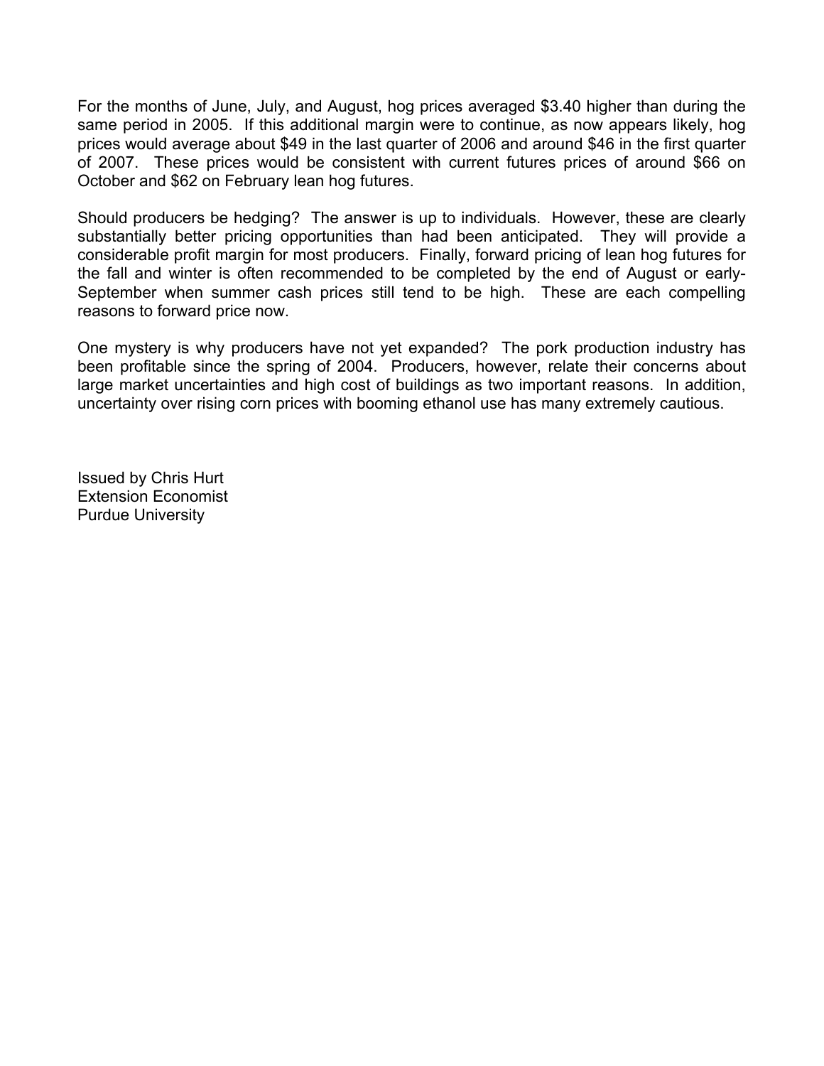For the months of June, July, and August, hog prices averaged $3.40 higher than during the same period in 2005. If this additional margin were to continue, as now appears likely, hog prices would average about $49 in the last quarter of 2006 and around $46 in the first quarter of 2007. These prices would be consistent with current futures prices of around $66 on October and $62 on February lean hog futures.

Should producers be hedging? The answer is up to individuals. However, these are clearly substantially better pricing opportunities than had been anticipated. They will provide a considerable profit margin for most producers. Finally, forward pricing of lean hog futures for the fall and winter is often recommended to be completed by the end of August or early-September when summer cash prices still tend to be high. These are each compelling reasons to forward price now.

One mystery is why producers have not yet expanded? The pork production industry has been profitable since the spring of 2004. Producers, however, relate their concerns about large market uncertainties and high cost of buildings as two important reasons. In addition, uncertainty over rising corn prices with booming ethanol use has many extremely cautious.

Issued by Chris Hurt
Extension Economist
Purdue University